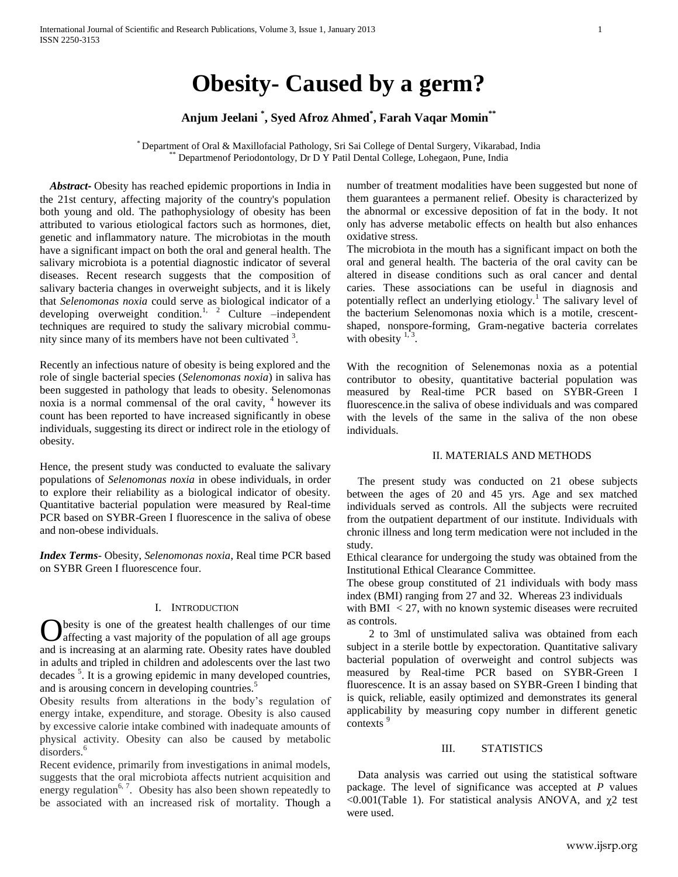# Obesity- Caused by a germ?

**Anjum Jeelani [*], Syed Afroz Ahmed[*], Farah Vaqar Momin[**]**

[*] Department of Oral & Maxillofacial Pathology, Sri Sai College of Dental Surgery, Vikarabad, India
[**] Departmenof Periodontology, Dr D Y Patil Dental College, Lohegaon, Pune, India

***Abstract-*** Obesity has reached epidemic proportions in India in the 21st century, affecting majority of the country's population both young and old. The pathophysiology of obesity has been attributed to various etiological factors such as hormones, diet, genetic and inflammatory nature. The microbiotas in the mouth have a significant impact on both the oral and general health. The salivary microbiota is a potential diagnostic indicator of several diseases. Recent research suggests that the composition of salivary bacteria changes in overweight subjects, and it is likely that *Selenomonas noxia* could serve as biological indicator of a developing overweight condition.[1, 2] Culture –independent techniques are required to study the salivary microbial community since many of its members have not been cultivated [3].

Recently an infectious nature of obesity is being explored and the role of single bacterial species (*Selenomonas noxia*) in saliva has been suggested in pathology that leads to obesity. Selenomonas noxia is a normal commensal of the oral cavity, [4] however its count has been reported to have increased significantly in obese individuals, suggesting its direct or indirect role in the etiology of obesity.

Hence, the present study was conducted to evaluate the salivary populations of *Selenomonas noxia* in obese individuals, in order to explore their reliability as a biological indicator of obesity. Quantitative bacterial population were measured by Real-time PCR based on SYBR-Green I fluorescence in the saliva of obese and non-obese individuals.

***Index Terms-*** Obesity, *Selenomonas noxia*, Real time PCR based on SYBR Green I fluorescence four.

## I. Introduction

Obesity is one of the greatest health challenges of our time affecting a vast majority of the population of all age groups and is increasing at an alarming rate. Obesity rates have doubled in adults and tripled in children and adolescents over the last two decades [5]. It is a growing epidemic in many developed countries, and is arousing concern in developing countries.[5]

Obesity results from alterations in the body's regulation of energy intake, expenditure, and storage. Obesity is also caused by excessive calorie intake combined with inadequate amounts of physical activity. Obesity can also be caused by metabolic disorders.[6]

Recent evidence, primarily from investigations in animal models, suggests that the oral microbiota affects nutrient acquisition and energy regulation[6, 7]. Obesity has also been shown repeatedly to be associated with an increased risk of mortality. Though a number of treatment modalities have been suggested but none of them guarantees a permanent relief. Obesity is characterized by the abnormal or excessive deposition of fat in the body. It not only has adverse metabolic effects on health but also enhances oxidative stress.

The microbiota in the mouth has a significant impact on both the oral and general health. The bacteria of the oral cavity can be altered in disease conditions such as oral cancer and dental caries. These associations can be useful in diagnosis and potentially reflect an underlying etiology.[1] The salivary level of the bacterium Selenomonas noxia which is a motile, crescent-shaped, nonspore-forming, Gram-negative bacteria correlates with obesity [1, 3].

With the recognition of Selenemonas noxia as a potential contributor to obesity, quantitative bacterial population was measured by Real-time PCR based on SYBR-Green I fluorescence.in the saliva of obese individuals and was compared with the levels of the same in the saliva of the non obese individuals.

## II. Materials and Methods

The present study was conducted on 21 obese subjects between the ages of 20 and 45 yrs. Age and sex matched individuals served as controls. All the subjects were recruited from the outpatient department of our institute. Individuals with chronic illness and long term medication were not included in the study.

Ethical clearance for undergoing the study was obtained from the Institutional Ethical Clearance Committee.

The obese group constituted of 21 individuals with body mass index (BMI) ranging from 27 and 32. Whereas 23 individuals with BMI $< 27$, with no known systemic diseases were recruited as controls.

2 to 3ml of unstimulated saliva was obtained from each subject in a sterile bottle by expectoration. Quantitative salivary bacterial population of overweight and control subjects was measured by Real-time PCR based on SYBR-Green I fluorescence. It is an assay based on SYBR-Green I binding that is quick, reliable, easily optimized and demonstrates its general applicability by measuring copy number in different genetic contexts [9]

## III. Statistics

Data analysis was carried out using the statistical software package. The level of significance was accepted at *P* values $<0.001$(Table 1). For statistical analysis ANOVA, and $\chi 2$ test were used.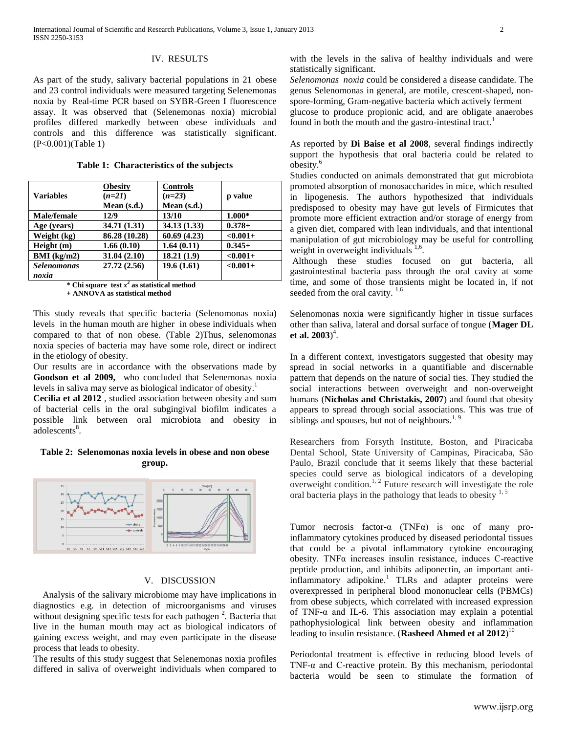## IV. RESULTS

As part of the study, salivary bacterial populations in 21 obese and 23 control individuals were measured targeting Selenemonas noxia by Real-time PCR based on SYBR-Green I fluorescence assay. It was observed that (Selenemonas noxia) microbial profiles differed markedly between obese individuals and controls and this difference was statistically significant. (P<0.001)(Table 1)

**Table 1: Characteristics of the subjects**

| **Variables** | **Obesity** (*n=21*) **Mean (s.d.)** | **Controls** (*n=23*) **Mean (s.d.)** | **p value** |
|---|---|---|---|
| **Male/female** | **12/9** | **13/10** | **1.000*** |
| **Age (years)** | **34.71 (1.31)** | **34.13 (1.33)** | **0.378+** |
| **Weight (kg)** | **86.28 (10.28)** | **60.69 (4.23)** | **<0.001+** |
| **Height (m)** | **1.66 (0.10)** | **1.64 (0.11)** | **0.345+** |
| **BMI (kg/m2)** | **31.04 (2.10)** | **18.21 (1.9)** | **<0.001+** |
| ***Selenomonas noxia*** | **27.72 (2.56)** | **19.6 (1.61)** | **<0.001+** |

**\* Chi square test $x^2$ as statistical method**
**+ ANNOVA as statistical method**

This study reveals that specific bacteria (Selenomonas noxia) levels in the human mouth are higher in obese individuals when compared to that of non obese. (Table 2)Thus, selenomonas noxia species of bacteria may have some role, direct or indirect in the etiology of obesity.

Our results are in accordance with the observations made by **Goodson et al 2009,** who concluded that Selenemonas noxia levels in saliva may serve as biological indicator of obesity.[1]

**Cecilia et al 2012** , studied association between obesity and sum of bacterial cells in the oral subgingival biofilm indicates a possible link between oral microbiota and obesity in adolescents[8].

**Table 2: Selenomonas noxia levels in obese and non obese group.**

## V. DISCUSSION

Analysis of the salivary microbiome may have implications in diagnostics e.g. in detection of microorganisms and viruses without designing specific tests for each pathogen [2]. Bacteria that live in the human mouth may act as biological indicators of gaining excess weight, and may even participate in the disease process that leads to obesity.

The results of this study suggest that Selenemonas noxia profiles differed in saliva of overweight individuals when compared to with the levels in the saliva of healthy individuals and were statistically significant.

*Selenomonas noxia* could be considered a disease candidate. The genus Selenomonas in general, are motile, crescent-shaped, non-spore-forming, Gram-negative bacteria which actively ferment glucose to produce propionic acid, and are obligate anaerobes found in both the mouth and the gastro-intestinal tract.[1]

As reported by **Di Baise et al 2008**, several findings indirectly support the hypothesis that oral bacteria could be related to obesity.[6]

Studies conducted on animals demonstrated that gut microbiota promoted absorption of monosaccharides in mice, which resulted in lipogenesis. The authors hypothesized that individuals predisposed to obesity may have gut levels of Firmicutes that promote more efficient extraction and/or storage of energy from a given diet, compared with lean individuals, and that intentional manipulation of gut microbiology may be useful for controlling weight in overweight individuals [1,6].

Although these studies focused on gut bacteria, all gastrointestinal bacteria pass through the oral cavity at some time, and some of those transients might be located in, if not seeded from the oral cavity. [1,6]

Selenomonas noxia were significantly higher in tissue surfaces other than saliva, lateral and dorsal surface of tongue (**Mager DL et al. 2003**)[4].

In a different context, investigators suggested that obesity may spread in social networks in a quantifiable and discernable pattern that depends on the nature of social ties. They studied the social interactions between overweight and non-overweight humans (**Nicholas and Christakis, 2007**) and found that obesity appears to spread through social associations. This was true of siblings and spouses, but not of neighbours.[1, 9]

Researchers from Forsyth Institute, Boston, and Piracicaba Dental School, State University of Campinas, Piracicaba, São Paulo, Brazil conclude that it seems likely that these bacterial species could serve as biological indicators of a developing overweight condition.[1, 2] Future research will investigate the role oral bacteria plays in the pathology that leads to obesity [1, 5]

Tumor necrosis factor-α (TNFα) is one of many pro-inflammatory cytokines produced by diseased periodontal tissues that could be a pivotal inflammatory cytokine encouraging obesity. TNFα increases insulin resistance, induces C-reactive peptide production, and inhibits adiponectin, an important anti-inflammatory adipokine.[1] TLRs and adapter proteins were overexpressed in peripheral blood mononuclear cells (PBMCs) from obese subjects, which correlated with increased expression of TNF-α and IL-6. This association may explain a potential pathophysiological link between obesity and inflammation leading to insulin resistance. (**Rasheed Ahmed et al 2012**)[10]

Periodontal treatment is effective in reducing blood levels of TNF-α and C-reactive protein. By this mechanism, periodontal bacteria would be seen to stimulate the formation of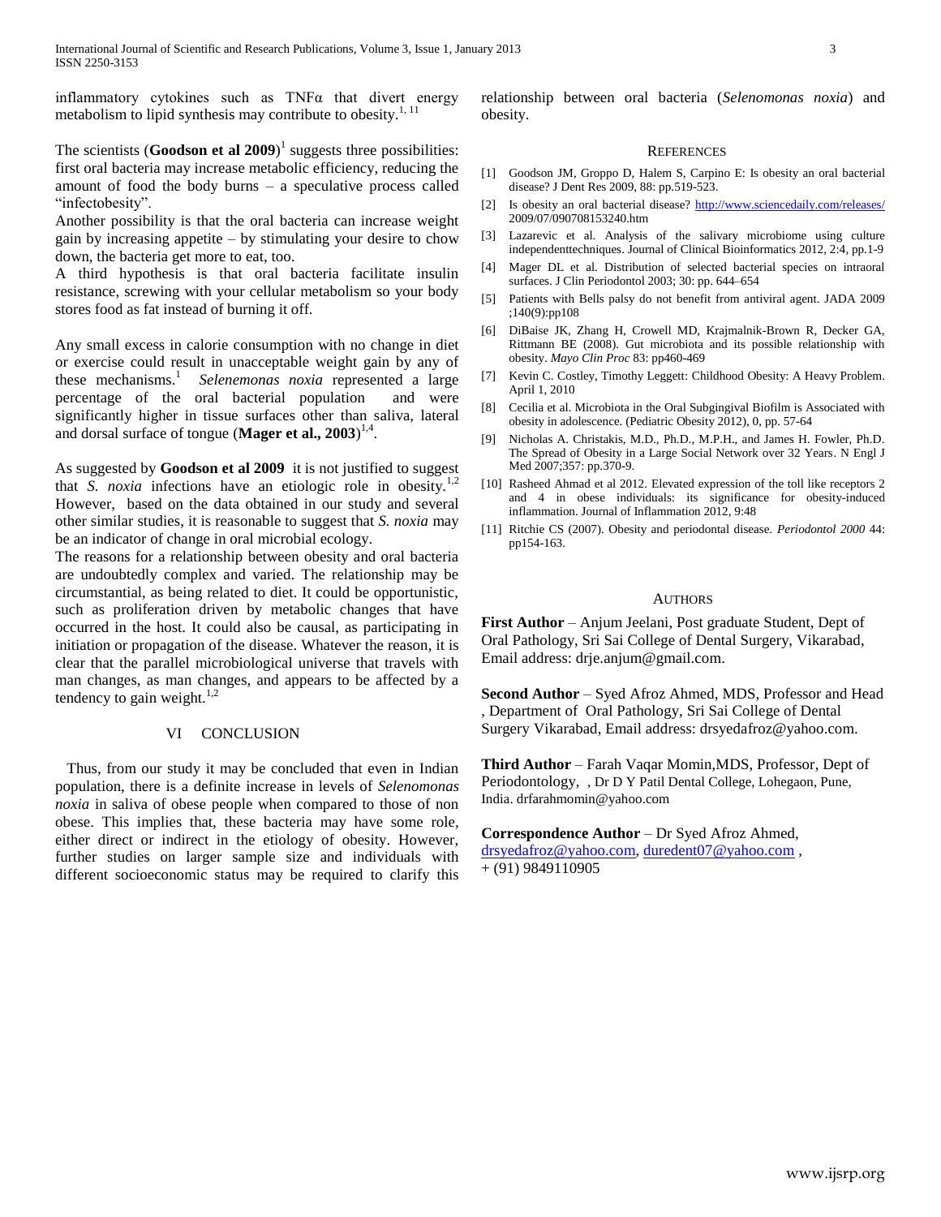inflammatory cytokines such as TNFα that divert energy metabolism to lipid synthesis may contribute to obesity.[1, 11]

The scientists (**Goodson et al 2009**)[1] suggests three possibilities: first oral bacteria may increase metabolic efficiency, reducing the amount of food the body burns – a speculative process called "infectobesity".

Another possibility is that the oral bacteria can increase weight gain by increasing appetite – by stimulating your desire to chow down, the bacteria get more to eat, too.

A third hypothesis is that oral bacteria facilitate insulin resistance, screwing with your cellular metabolism so your body stores food as fat instead of burning it off.

Any small excess in calorie consumption with no change in diet or exercise could result in unacceptable weight gain by any of these mechanisms.[1] *Selenemonas noxia* represented a large percentage of the oral bacterial population and were significantly higher in tissue surfaces other than saliva, lateral and dorsal surface of tongue (**Mager et al., 2003**)[1,4].

As suggested by **Goodson et al 2009** it is not justified to suggest that *S. noxia* infections have an etiologic role in obesity.[1,2] However, based on the data obtained in our study and several other similar studies, it is reasonable to suggest that *S. noxia* may be an indicator of change in oral microbial ecology.

The reasons for a relationship between obesity and oral bacteria are undoubtedly complex and varied. The relationship may be circumstantial, as being related to diet. It could be opportunistic, such as proliferation driven by metabolic changes that have occurred in the host. It could also be causal, as participating in initiation or propagation of the disease. Whatever the reason, it is clear that the parallel microbiological universe that travels with man changes, as man changes, and appears to be affected by a tendency to gain weight.[1,2]

## VI CONCLUSION

Thus, from our study it may be concluded that even in Indian population, there is a definite increase in levels of *Selenomonas noxia* in saliva of obese people when compared to those of non obese. This implies that, these bacteria may have some role, either direct or indirect in the etiology of obesity. However, further studies on larger sample size and individuals with different socioeconomic status may be required to clarify this relationship between oral bacteria (*Selenomonas noxia*) and obesity.

## REFERENCES

[1] Goodson JM, Groppo D, Halem S, Carpino E: Is obesity an oral bacterial disease? J Dent Res 2009, 88: pp.519-523.

[2] Is obesity an oral bacterial disease? http://www.sciencedaily.com/releases/2009/07/090708153240.htm

[3] Lazarevic et al. Analysis of the salivary microbiome using culture independenttechniques. Journal of Clinical Bioinformatics 2012, 2:4, pp.1-9

[4] Mager DL et al. Distribution of selected bacterial species on intraoral surfaces. J Clin Periodontol 2003; 30: pp. 644–654

[5] Patients with Bells palsy do not benefit from antiviral agent. JADA 2009 ;140(9):pp108

[6] DiBaise JK, Zhang H, Crowell MD, Krajmalnik-Brown R, Decker GA, Rittmann BE (2008). Gut microbiota and its possible relationship with obesity. *Mayo Clin Proc* 83: pp460-469

[7] Kevin C. Costley, Timothy Leggett: Childhood Obesity: A Heavy Problem. April 1, 2010

[8] Cecilia et al. Microbiota in the Oral Subgingival Biofilm is Associated with obesity in adolescence. (Pediatric Obesity 2012), 0, pp. 57-64

[9] Nicholas A. Christakis, M.D., Ph.D., M.P.H., and James H. Fowler, Ph.D. The Spread of Obesity in a Large Social Network over 32 Years. N Engl J Med 2007;357: pp.370-9.

[10] Rasheed Ahmad et al 2012. Elevated expression of the toll like receptors 2 and 4 in obese individuals: its significance for obesity-induced inflammation. Journal of Inflammation 2012, 9:48

[11] Ritchie CS (2007). Obesity and periodontal disease. *Periodontol 2000* 44: pp154-163.

## AUTHORS

**First Author** – Anjum Jeelani, Post graduate Student, Dept of Oral Pathology, Sri Sai College of Dental Surgery, Vikarabad, Email address: drje.anjum@gmail.com.

**Second Author** – Syed Afroz Ahmed, MDS, Professor and Head , Department of Oral Pathology, Sri Sai College of Dental Surgery Vikarabad, Email address: drsyedafroz@yahoo.com.

**Third Author** – Farah Vaqar Momin,MDS, Professor, Dept of Periodontology, , Dr D Y Patil Dental College, Lohegaon, Pune, India. drfarahmomin@yahoo.com

**Correspondence Author** – Dr Syed Afroz Ahmed, drsyedafroz@yahoo.com, duredent07@yahoo.com , + (91) 9849110905